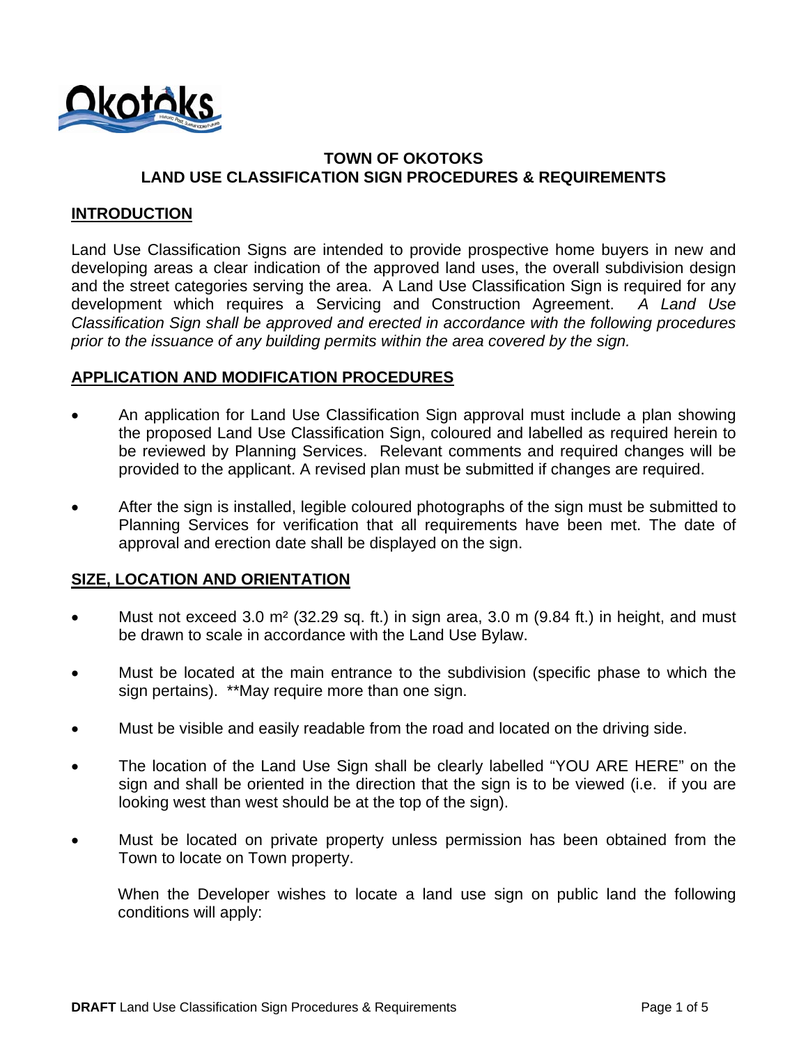# TOWN OF OKOTOKS
# LAND USE CLASSIFICATION SIGN PROCEDURES & REQUIREMENTS

## INTRODUCTION

Land Use Classification Signs are intended to provide prospective home buyers in new and developing areas a clear indication of the approved land uses, the overall subdivision design and the street categories serving the area. A Land Use Classification Sign is required for any development which requires a Servicing and Construction Agreement. *A Land Use Classification Sign shall be approved and erected in accordance with the following procedures prior to the issuance of any building permits within the area covered by the sign.*

## APPLICATION AND MODIFICATION PROCEDURES

- An application for Land Use Classification Sign approval must include a plan showing the proposed Land Use Classification Sign, coloured and labelled as required herein to be reviewed by Planning Services. Relevant comments and required changes will be provided to the applicant. A revised plan must be submitted if changes are required.
- After the sign is installed, legible coloured photographs of the sign must be submitted to Planning Services for verification that all requirements have been met. The date of approval and erection date shall be displayed on the sign.

## SIZE, LOCATION AND ORIENTATION

- Must not exceed 3.0 m² (32.29 sq. ft.) in sign area, 3.0 m (9.84 ft.) in height, and must be drawn to scale in accordance with the Land Use Bylaw.
- Must be located at the main entrance to the subdivision (specific phase to which the sign pertains). **May require more than one sign.
- Must be visible and easily readable from the road and located on the driving side.
- The location of the Land Use Sign shall be clearly labelled "YOU ARE HERE" on the sign and shall be oriented in the direction that the sign is to be viewed (i.e. if you are looking west than west should be at the top of the sign).
- Must be located on private property unless permission has been obtained from the Town to locate on Town property.

  When the Developer wishes to locate a land use sign on public land the following conditions will apply: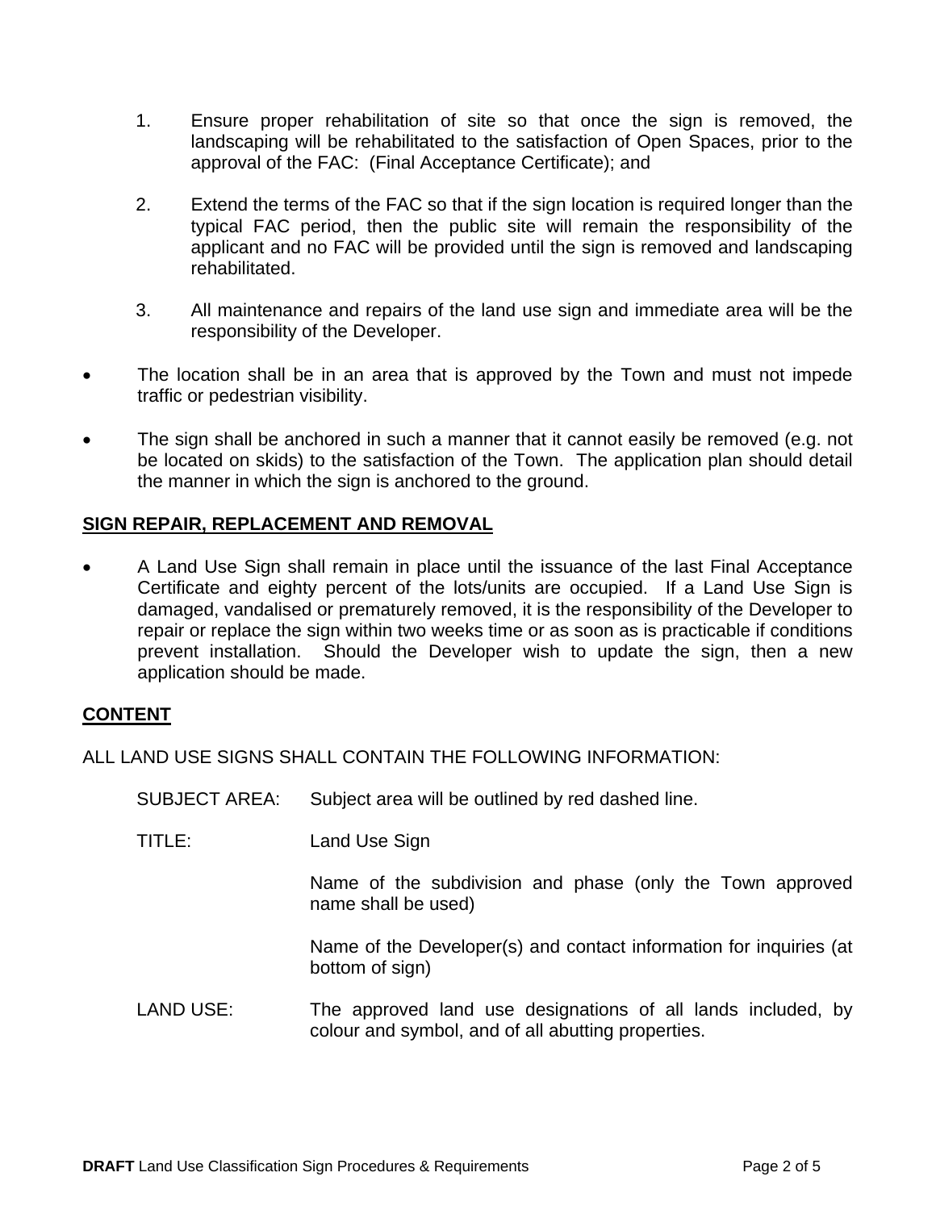1. Ensure proper rehabilitation of site so that once the sign is removed, the landscaping will be rehabilitated to the satisfaction of Open Spaces, prior to the approval of the FAC: (Final Acceptance Certificate); and

2. Extend the terms of the FAC so that if the sign location is required longer than the typical FAC period, then the public site will remain the responsibility of the applicant and no FAC will be provided until the sign is removed and landscaping rehabilitated.

3. All maintenance and repairs of the land use sign and immediate area will be the responsibility of the Developer.

- The location shall be in an area that is approved by the Town and must not impede traffic or pedestrian visibility.

- The sign shall be anchored in such a manner that it cannot easily be removed (e.g. not be located on skids) to the satisfaction of the Town. The application plan should detail the manner in which the sign is anchored to the ground.

**SIGN REPAIR, REPLACEMENT AND REMOVAL**

- A Land Use Sign shall remain in place until the issuance of the last Final Acceptance Certificate and eighty percent of the lots/units are occupied. If a Land Use Sign is damaged, vandalised or prematurely removed, it is the responsibility of the Developer to repair or replace the sign within two weeks time or as soon as is practicable if conditions prevent installation. Should the Developer wish to update the sign, then a new application should be made.

**CONTENT**

ALL LAND USE SIGNS SHALL CONTAIN THE FOLLOWING INFORMATION:

SUBJECT AREA: Subject area will be outlined by red dashed line.

TITLE: Land Use Sign

Name of the subdivision and phase (only the Town approved name shall be used)

Name of the Developer(s) and contact information for inquiries (at bottom of sign)

LAND USE: The approved land use designations of all lands included, by colour and symbol, and of all abutting properties.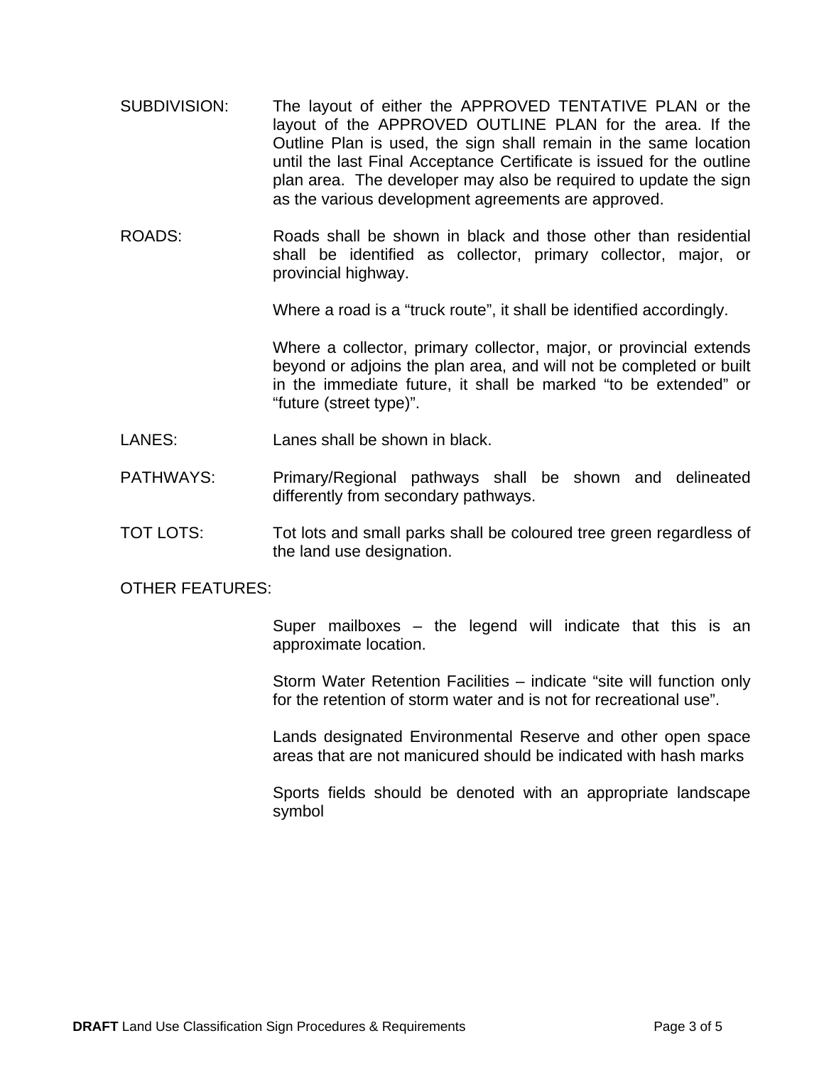**SUBDIVISION:** The layout of either the APPROVED TENTATIVE PLAN or the layout of the APPROVED OUTLINE PLAN for the area. If the Outline Plan is used, the sign shall remain in the same location until the last Final Acceptance Certificate is issued for the outline plan area. The developer may also be required to update the sign as the various development agreements are approved.

**ROADS:** Roads shall be shown in black and those other than residential shall be identified as collector, primary collector, major, or provincial highway.

Where a road is a "truck route", it shall be identified accordingly.

Where a collector, primary collector, major, or provincial extends beyond or adjoins the plan area, and will not be completed or built in the immediate future, it shall be marked "to be extended" or "future (street type)".

**LANES:** Lanes shall be shown in black.

**PATHWAYS:** Primary/Regional pathways shall be shown and delineated differently from secondary pathways.

**TOT LOTS:** Tot lots and small parks shall be coloured tree green regardless of the land use designation.

**OTHER FEATURES:**

Super mailboxes – the legend will indicate that this is an approximate location.

Storm Water Retention Facilities – indicate "site will function only for the retention of storm water and is not for recreational use".

Lands designated Environmental Reserve and other open space areas that are not manicured should be indicated with hash marks

Sports fields should be denoted with an appropriate landscape symbol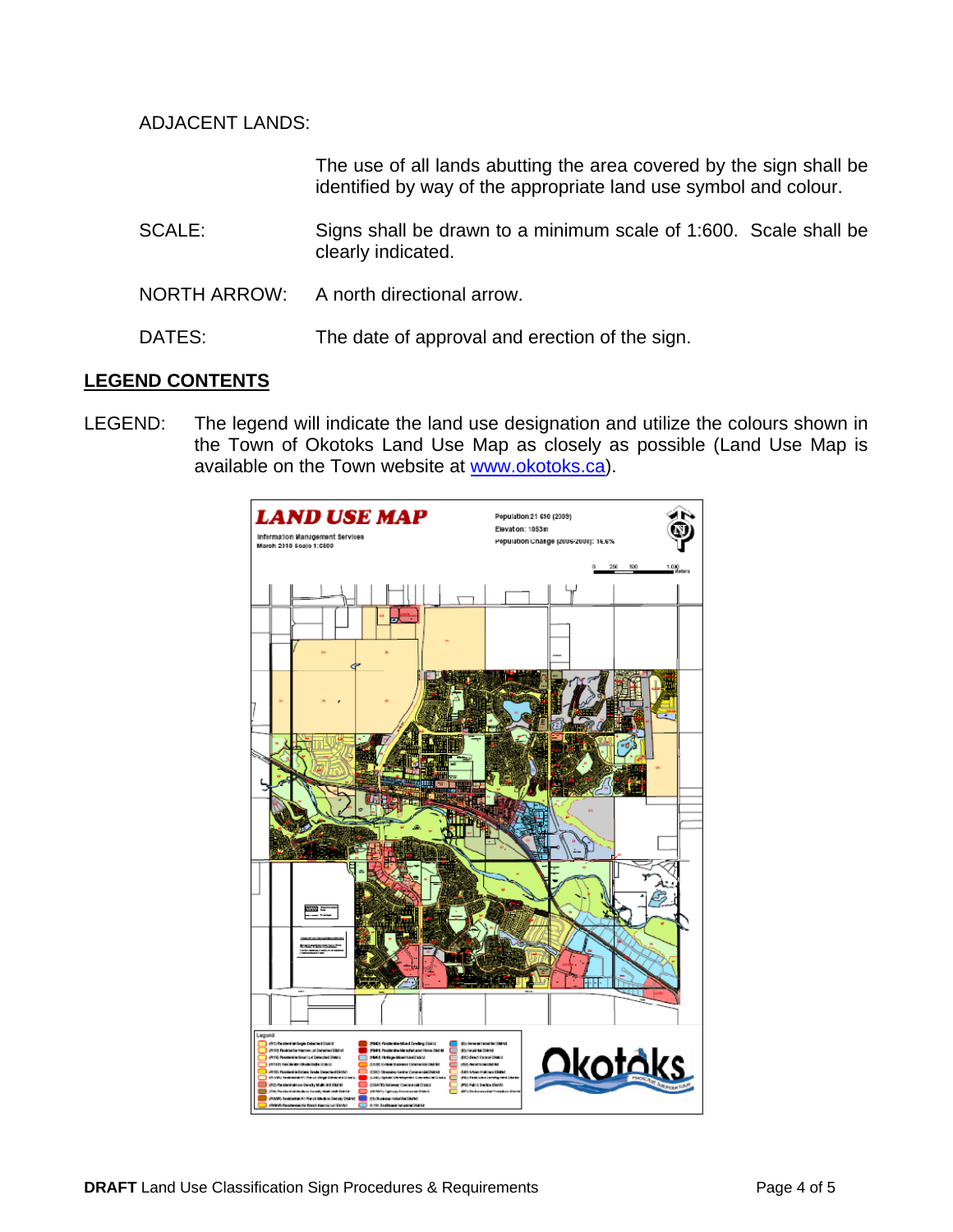ADJACENT LANDS:

The use of all lands abutting the area covered by the sign shall be identified by way of the appropriate land use symbol and colour.

SCALE: Signs shall be drawn to a minimum scale of 1:600. Scale shall be clearly indicated.

NORTH ARROW: A north directional arrow.

DATES: The date of approval and erection of the sign.

## LEGEND CONTENTS

LEGEND: The legend will indicate the land use designation and utilize the colours shown in the Town of Okotoks Land Use Map as closely as possible (Land Use Map is available on the Town website at [www.okotoks.ca](http://www.okotoks.ca)).

LAND USE MAP

Information Management Services

March 2010 Scale 1:6500

Population 21 690 (2009)

Elevation: 1053m

Population Change (2006-2008): 16.6%

Legend

Okotoks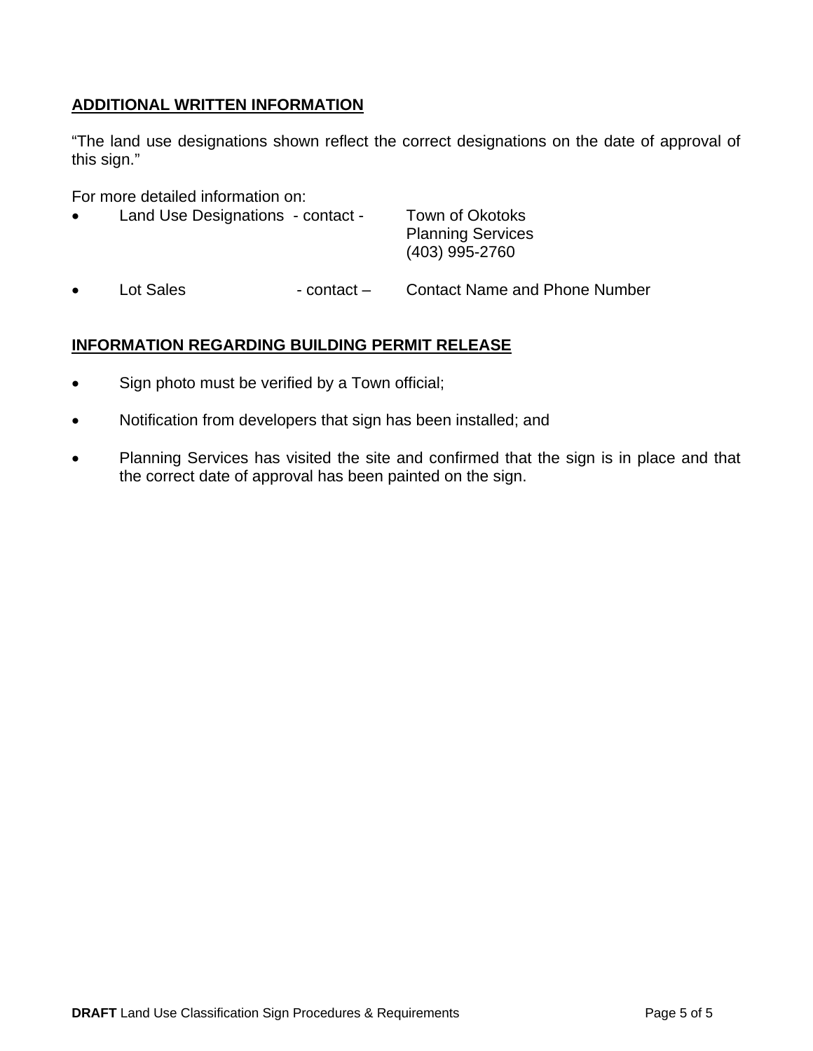## ADDITIONAL WRITTEN INFORMATION

"The land use designations shown reflect the correct designations on the date of approval of this sign."

For more detailed information on:

- Land Use Designations - contact - Town of Okotoks
  Planning Services
  (403) 995-2760
- Lot Sales - contact – Contact Name and Phone Number

## INFORMATION REGARDING BUILDING PERMIT RELEASE

- Sign photo must be verified by a Town official;
- Notification from developers that sign has been installed; and
- Planning Services has visited the site and confirmed that the sign is in place and that the correct date of approval has been painted on the sign.